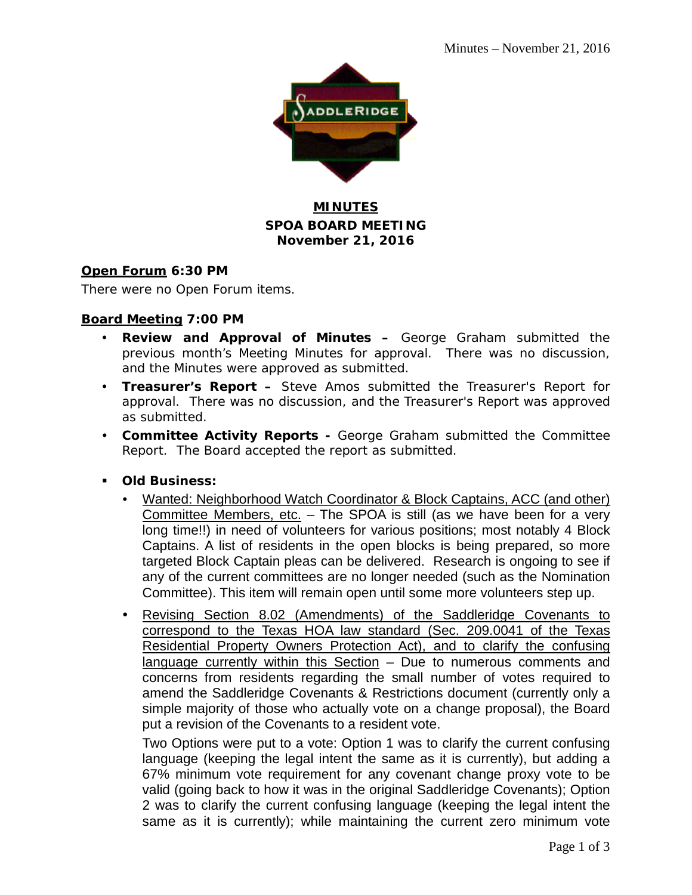# MINUTES
## SPOA BOARD MEETING
## November 21, 2016

**Open Forum 6:30 PM**

There were no Open Forum items.

**Board Meeting 7:00 PM**

- **Review and Approval of Minutes –** George Graham submitted the previous month's Meeting Minutes for approval. There was no discussion, and the Minutes were approved as submitted.
- **Treasurer's Report –** Steve Amos submitted the Treasurer's Report for approval. There was no discussion, and the Treasurer's Report was approved as submitted.
- **Committee Activity Reports -** George Graham submitted the Committee Report. The Board accepted the report as submitted.

- **Old Business:**
  - Wanted: Neighborhood Watch Coordinator & Block Captains, ACC (and other) Committee Members, etc. – The SPOA is still (as we have been for a very long time!!) in need of volunteers for various positions; most notably 4 Block Captains. A list of residents in the open blocks is being prepared, so more targeted Block Captain pleas can be delivered. Research is ongoing to see if any of the current committees are no longer needed (such as the Nomination Committee). This item will remain open until some more volunteers step up.
  - Revising Section 8.02 (Amendments) of the Saddleridge Covenants to correspond to the Texas HOA law standard (Sec. 209.0041 of the Texas Residential Property Owners Protection Act), and to clarify the confusing language currently within this Section – Due to numerous comments and concerns from residents regarding the small number of votes required to amend the Saddleridge Covenants & Restrictions document (currently only a simple majority of those who actually vote on a change proposal), the Board put a revision of the Covenants to a resident vote.

    Two Options were put to a vote: Option 1 was to clarify the current confusing language (keeping the legal intent the same as it is currently), but adding a 67% minimum vote requirement for any covenant change proxy vote to be valid (going back to how it was in the original Saddleridge Covenants); Option 2 was to clarify the current confusing language (keeping the legal intent the same as it is currently); while maintaining the current zero minimum vote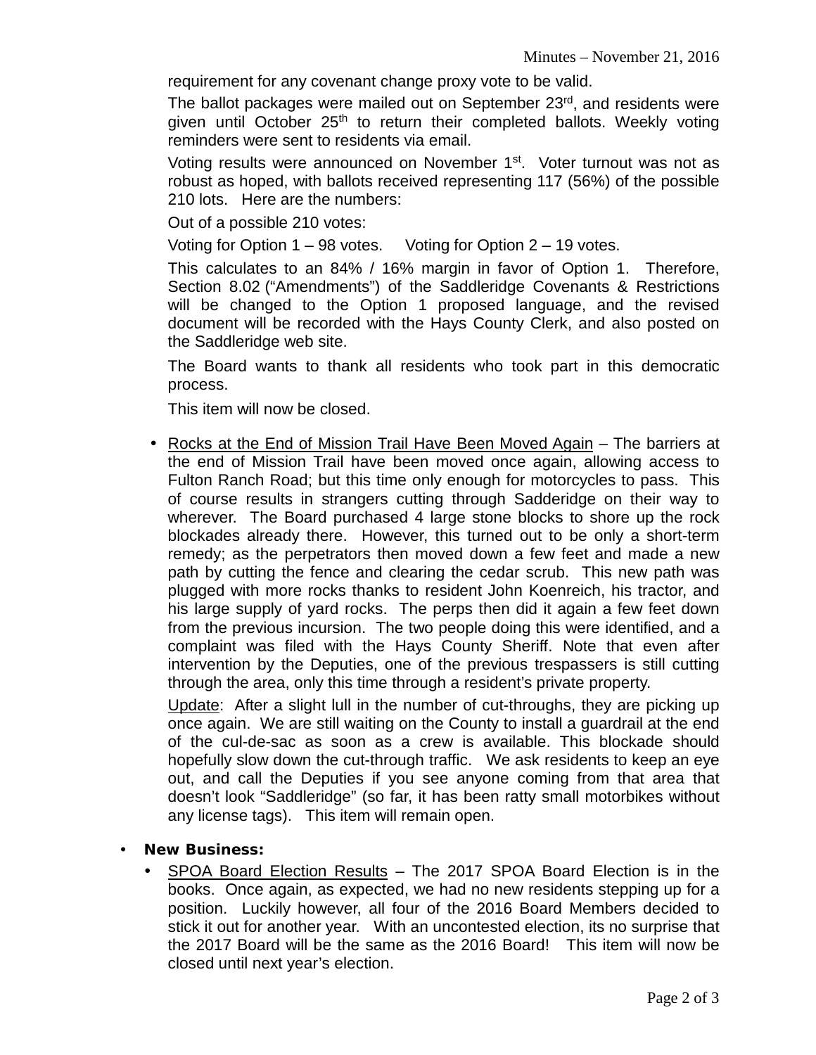requirement for any covenant change proxy vote to be valid.

The ballot packages were mailed out on September 23rd, and residents were given until October 25th to return their completed ballots. Weekly voting reminders were sent to residents via email.

Voting results were announced on November 1st. Voter turnout was not as robust as hoped, with ballots received representing 117 (56%) of the possible 210 lots. Here are the numbers:

Out of a possible 210 votes:

Voting for Option 1 – 98 votes. Voting for Option 2 – 19 votes.

This calculates to an 84% / 16% margin in favor of Option 1. Therefore, Section 8.02 ("Amendments") of the Saddleridge Covenants & Restrictions will be changed to the Option 1 proposed language, and the revised document will be recorded with the Hays County Clerk, and also posted on the Saddleridge web site.

The Board wants to thank all residents who took part in this democratic process.

This item will now be closed.

- Rocks at the End of Mission Trail Have Been Moved Again – The barriers at the end of Mission Trail have been moved once again, allowing access to Fulton Ranch Road; but this time only enough for motorcycles to pass. This of course results in strangers cutting through Sadderidge on their way to wherever. The Board purchased 4 large stone blocks to shore up the rock blockades already there. However, this turned out to be only a short-term remedy; as the perpetrators then moved down a few feet and made a new path by cutting the fence and clearing the cedar scrub. This new path was plugged with more rocks thanks to resident John Koenreich, his tractor, and his large supply of yard rocks. The perps then did it again a few feet down from the previous incursion. The two people doing this were identified, and a complaint was filed with the Hays County Sheriff. Note that even after intervention by the Deputies, one of the previous trespassers is still cutting through the area, only this time through a resident's private property.

  Update: After a slight lull in the number of cut-throughs, they are picking up once again. We are still waiting on the County to install a guardrail at the end of the cul-de-sac as soon as a crew is available. This blockade should hopefully slow down the cut-through traffic. We ask residents to keep an eye out, and call the Deputies if you see anyone coming from that area that doesn't look "Saddleridge" (so far, it has been ratty small motorbikes without any license tags). This item will remain open.

- **New Business:**
  - SPOA Board Election Results – The 2017 SPOA Board Election is in the books. Once again, as expected, we had no new residents stepping up for a position. Luckily however, all four of the 2016 Board Members decided to stick it out for another year. With an uncontested election, its no surprise that the 2017 Board will be the same as the 2016 Board! This item will now be closed until next year's election.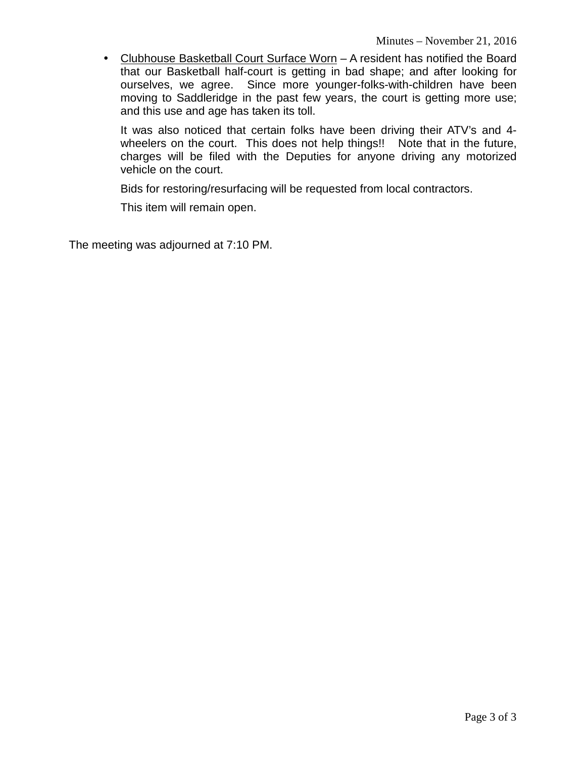- <u>Clubhouse Basketball Court Surface Worn</u> – A resident has notified the Board that our Basketball half-court is getting in bad shape; and after looking for ourselves, we agree. Since more younger-folks-with-children have been moving to Saddleridge in the past few years, the court is getting more use; and this use and age has taken its toll.

  It was also noticed that certain folks have been driving their ATV's and 4-wheelers on the court. This does not help things!! Note that in the future, charges will be filed with the Deputies for anyone driving any motorized vehicle on the court.

  Bids for restoring/resurfacing will be requested from local contractors.

  This item will remain open.

The meeting was adjourned at 7:10 PM.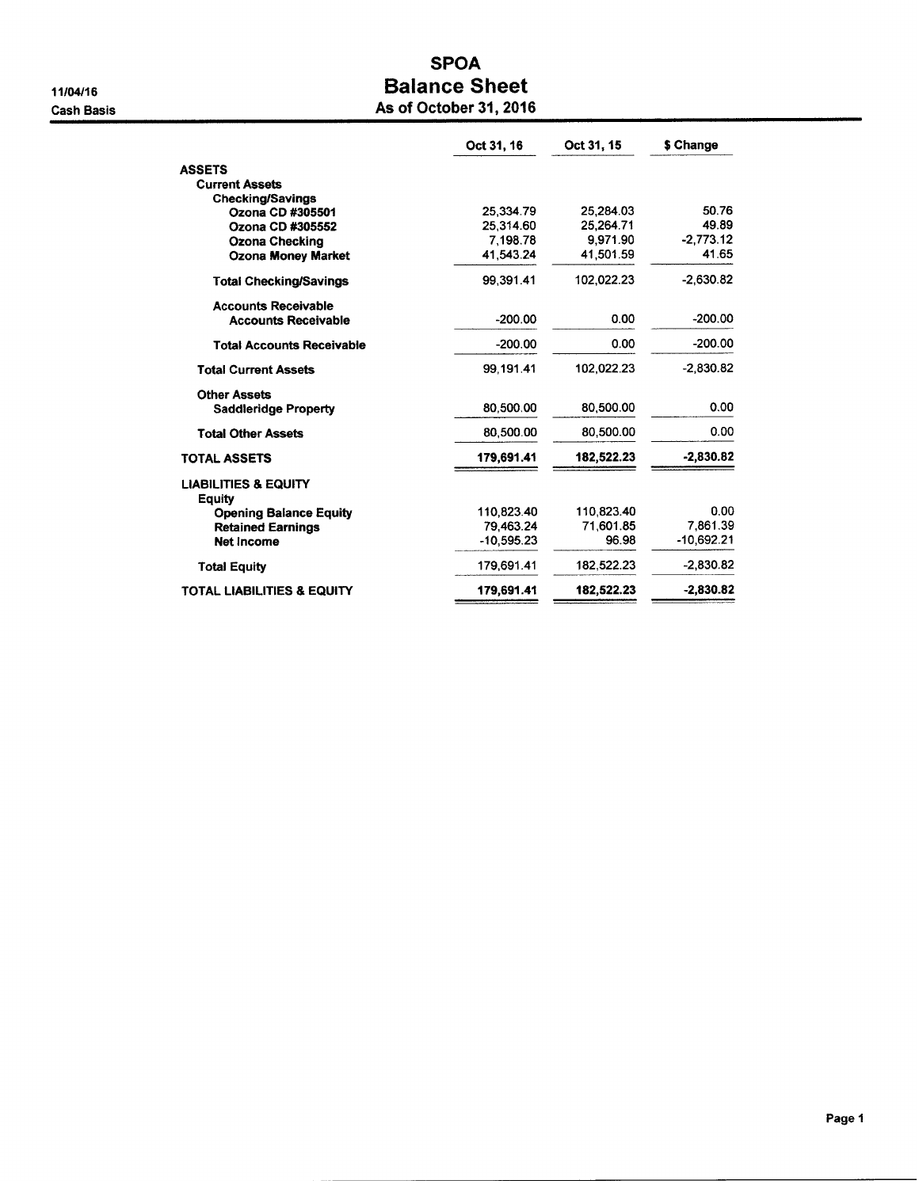11/04/16

Cash Basis

# SPOA
## Balance Sheet
### As of October 31, 2016

| | Oct 31, 16 | Oct 31, 15 | $ Change |
|---|---|---|---|
| **ASSETS** | | | |
| **Current Assets** | | | |
| **Checking/Savings** | | | |
| **Ozona CD #305501** | 25,334.79 | 25,284.03 | 50.76 |
| **Ozona CD #305552** | 25,314.60 | 25,264.71 | 49.89 |
| **Ozona Checking** | 7,198.78 | 9,971.90 | -2,773.12 |
| **Ozona Money Market** | 41,543.24 | 41,501.59 | 41.65 |
| **Total Checking/Savings** | 99,391.41 | 102,022.23 | -2,630.82 |
| **Accounts Receivable** | | | |
| **Accounts Receivable** | -200.00 | 0.00 | -200.00 |
| **Total Accounts Receivable** | -200.00 | 0.00 | -200.00 |
| **Total Current Assets** | 99,191.41 | 102,022.23 | -2,830.82 |
| **Other Assets** | | | |
| **Saddleridge Property** | 80,500.00 | 80,500.00 | 0.00 |
| **Total Other Assets** | 80,500.00 | 80,500.00 | 0.00 |
| **TOTAL ASSETS** | **179,691.41** | **182,522.23** | **-2,830.82** |
| **LIABILITIES & EQUITY** | | | |
| **Equity** | | | |
| **Opening Balance Equity** | 110,823.40 | 110,823.40 | 0.00 |
| **Retained Earnings** | 79,463.24 | 71,601.85 | 7,861.39 |
| **Net Income** | -10,595.23 | 96.98 | -10,692.21 |
| **Total Equity** | 179,691.41 | 182,522.23 | -2,830.82 |
| **TOTAL LIABILITIES & EQUITY** | **179,691.41** | **182,522.23** | **-2,830.82** |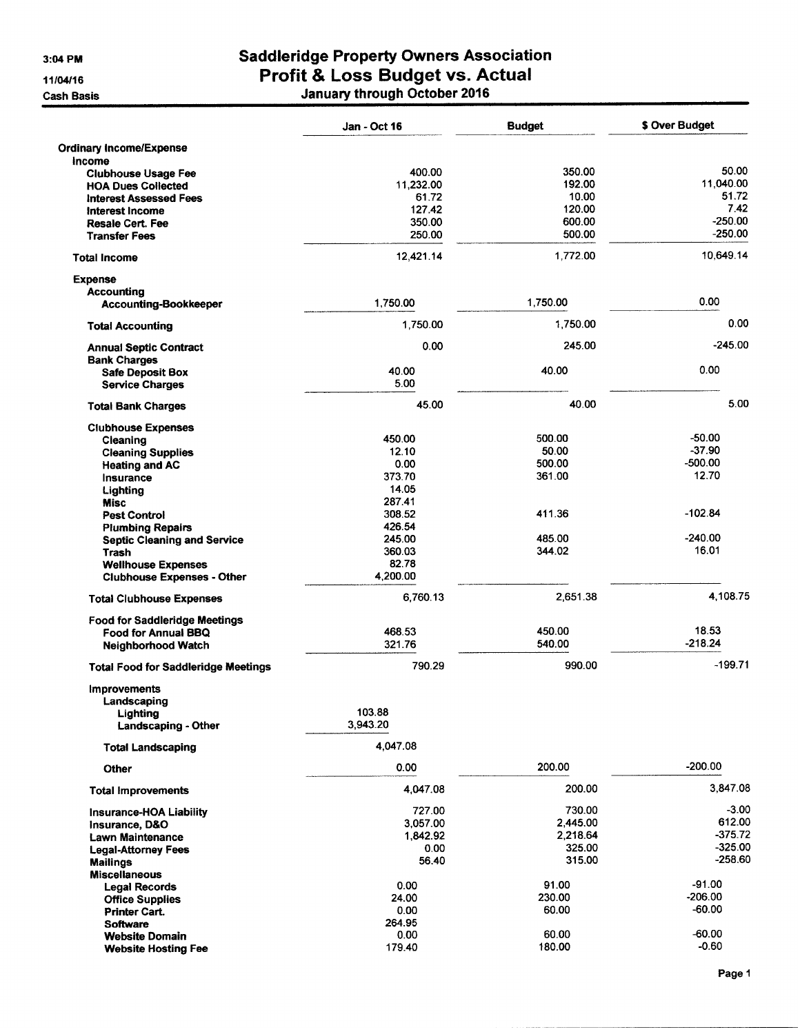3:04 PM
11/04/16
Cash Basis

# Saddleridge Property Owners Association
## Profit & Loss Budget vs. Actual
### January through October 2016

| | Jan - Oct 16 | Budget | $ Over Budget |
|---|---|---|---|
| **Ordinary Income/Expense** | | | |
| **Income** | | | |
| Clubhouse Usage Fee | 400.00 | 350.00 | 50.00 |
| HOA Dues Collected | 11,232.00 | 192.00 | 11,040.00 |
| Interest Assessed Fees | 61.72 | 10.00 | 51.72 |
| Interest Income | 127.42 | 120.00 | 7.42 |
| Resale Cert. Fee | 350.00 | 600.00 | -250.00 |
| Transfer Fees | 250.00 | 500.00 | -250.00 |
| **Total Income** | 12,421.14 | 1,772.00 | 10,649.14 |
| **Expense** | | | |
| Accounting | | | |
| Accounting-Bookkeeper | 1,750.00 | 1,750.00 | 0.00 |
| **Total Accounting** | 1,750.00 | 1,750.00 | 0.00 |
| Annual Septic Contract | 0.00 | 245.00 | -245.00 |
| Bank Charges | | | |
| Safe Deposit Box | 40.00 | 40.00 | 0.00 |
| Service Charges | 5.00 | | |
| **Total Bank Charges** | 45.00 | 40.00 | 5.00 |
| Clubhouse Expenses | | | |
| Cleaning | 450.00 | 500.00 | -50.00 |
| Cleaning Supplies | 12.10 | 50.00 | -37.90 |
| Heating and AC | 0.00 | 500.00 | -500.00 |
| Insurance | 373.70 | 361.00 | 12.70 |
| Lighting | 14.05 | | |
| Misc | 287.41 | | |
| Pest Control | 308.52 | 411.36 | -102.84 |
| Plumbing Repairs | 426.54 | | |
| Septic Cleaning and Service | 245.00 | 485.00 | -240.00 |
| Trash | 360.03 | 344.02 | 16.01 |
| Wellhouse Expenses | 82.78 | | |
| Clubhouse Expenses - Other | 4,200.00 | | |
| **Total Clubhouse Expenses** | 6,760.13 | 2,651.38 | 4,108.75 |
| Food for Saddleridge Meetings | | | |
| Food for Annual BBQ | 468.53 | 450.00 | 18.53 |
| Neighborhood Watch | 321.76 | 540.00 | -218.24 |
| **Total Food for Saddleridge Meetings** | 790.29 | 990.00 | -199.71 |
| Improvements | | | |
| Landscaping | | | |
| Lighting | 103.88 | | |
| Landscaping - Other | 3,943.20 | | |
| **Total Landscaping** | 4,047.08 | | |
| Other | 0.00 | 200.00 | -200.00 |
| **Total Improvements** | 4,047.08 | 200.00 | 3,847.08 |
| Insurance-HOA Liability | 727.00 | 730.00 | -3.00 |
| Insurance, D&O | 3,057.00 | 2,445.00 | 612.00 |
| Lawn Maintenance | 1,842.92 | 2,218.64 | -375.72 |
| Legal-Attorney Fees | 0.00 | 325.00 | -325.00 |
| Mailings | 56.40 | 315.00 | -258.60 |
| Miscellaneous | | | |
| Legal Records | 0.00 | 91.00 | -91.00 |
| Office Supplies | 24.00 | 230.00 | -206.00 |
| Printer Cart. | 0.00 | 60.00 | -60.00 |
| Software | 264.95 | | |
| Website Domain | 0.00 | 60.00 | -60.00 |
| Website Hosting Fee | 179.40 | 180.00 | -0.60 |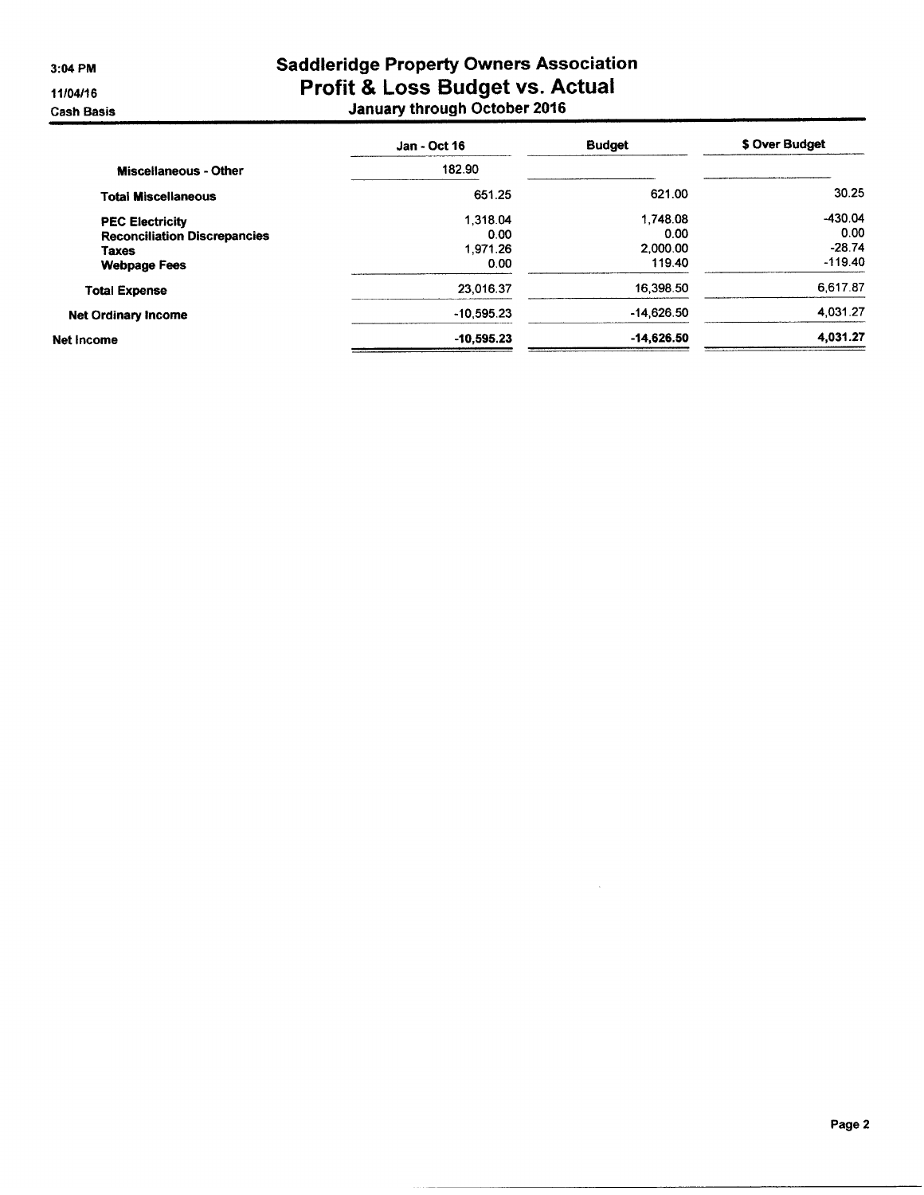# Saddleridge Property Owners Association
## Profit & Loss Budget vs. Actual
### January through October 2016

3:04 PM
11/04/16
Cash Basis

| | Jan - Oct 16 | Budget | $ Over Budget |
|---|---|---|---|
| Miscellaneous - Other | 182.90 | | |
| Total Miscellaneous | 651.25 | 621.00 | 30.25 |
| PEC Electricity | 1,318.04 | 1,748.08 | -430.04 |
| Reconciliation Discrepancies | 0.00 | 0.00 | 0.00 |
| Taxes | 1,971.26 | 2,000.00 | -28.74 |
| Webpage Fees | 0.00 | 119.40 | -119.40 |
| Total Expense | 23,016.37 | 16,398.50 | 6,617.87 |
| Net Ordinary Income | -10,595.23 | -14,626.50 | 4,031.27 |
| **Net Income** | **-10,595.23** | **-14,626.50** | **4,031.27** |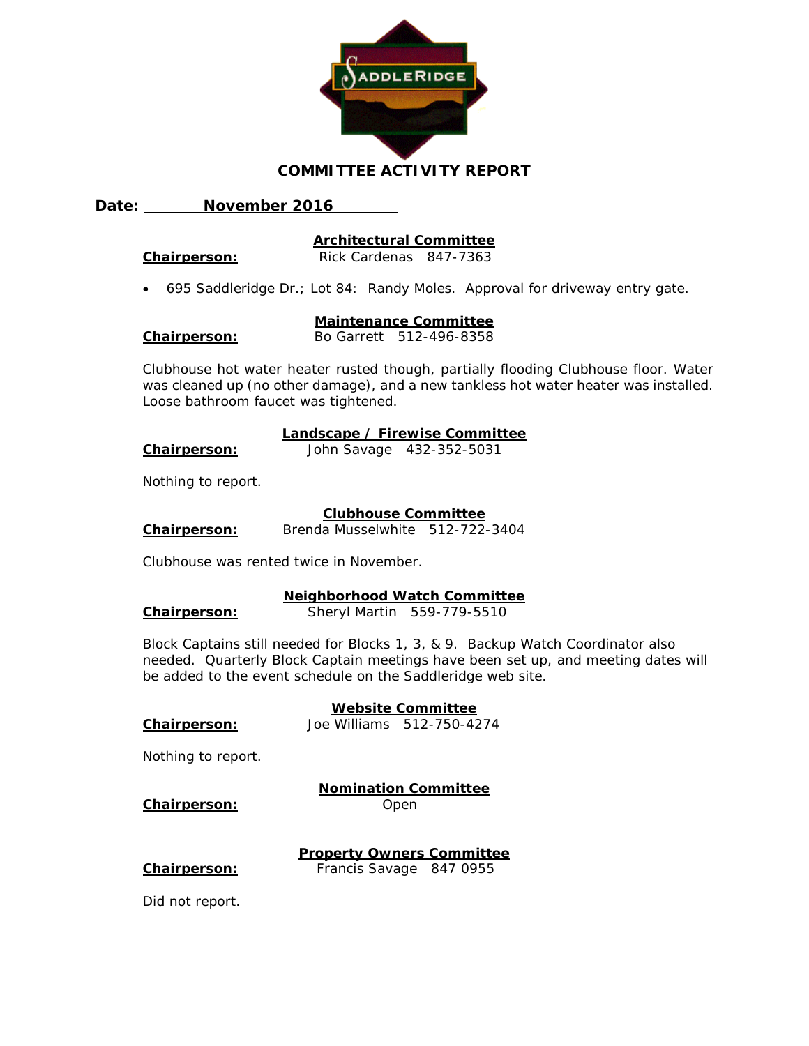# COMMITTEE ACTIVITY REPORT

**Date: November 2016**

## Architectural Committee

**Chairperson:** Rick Cardenas 847-7363

- 695 Saddleridge Dr.; Lot 84: Randy Moles. Approval for driveway entry gate.

## Maintenance Committee

**Chairperson:** Bo Garrett 512-496-8358

Clubhouse hot water heater rusted though, partially flooding Clubhouse floor. Water was cleaned up (no other damage), and a new tankless hot water heater was installed. Loose bathroom faucet was tightened.

## Landscape / Firewise Committee

**Chairperson:** John Savage 432-352-5031

Nothing to report.

## Clubhouse Committee

**Chairperson:** Brenda Musselwhite 512-722-3404

Clubhouse was rented twice in November.

## Neighborhood Watch Committee

**Chairperson:** Sheryl Martin 559-779-5510

Block Captains still needed for Blocks 1, 3, & 9. Backup Watch Coordinator also needed. Quarterly Block Captain meetings have been set up, and meeting dates will be added to the event schedule on the Saddleridge web site.

## Website Committee

**Chairperson:** Joe Williams 512-750-4274

Nothing to report.

## Nomination Committee

**Chairperson:** Open

## Property Owners Committee

**Chairperson:** Francis Savage 847 0955

Did not report.